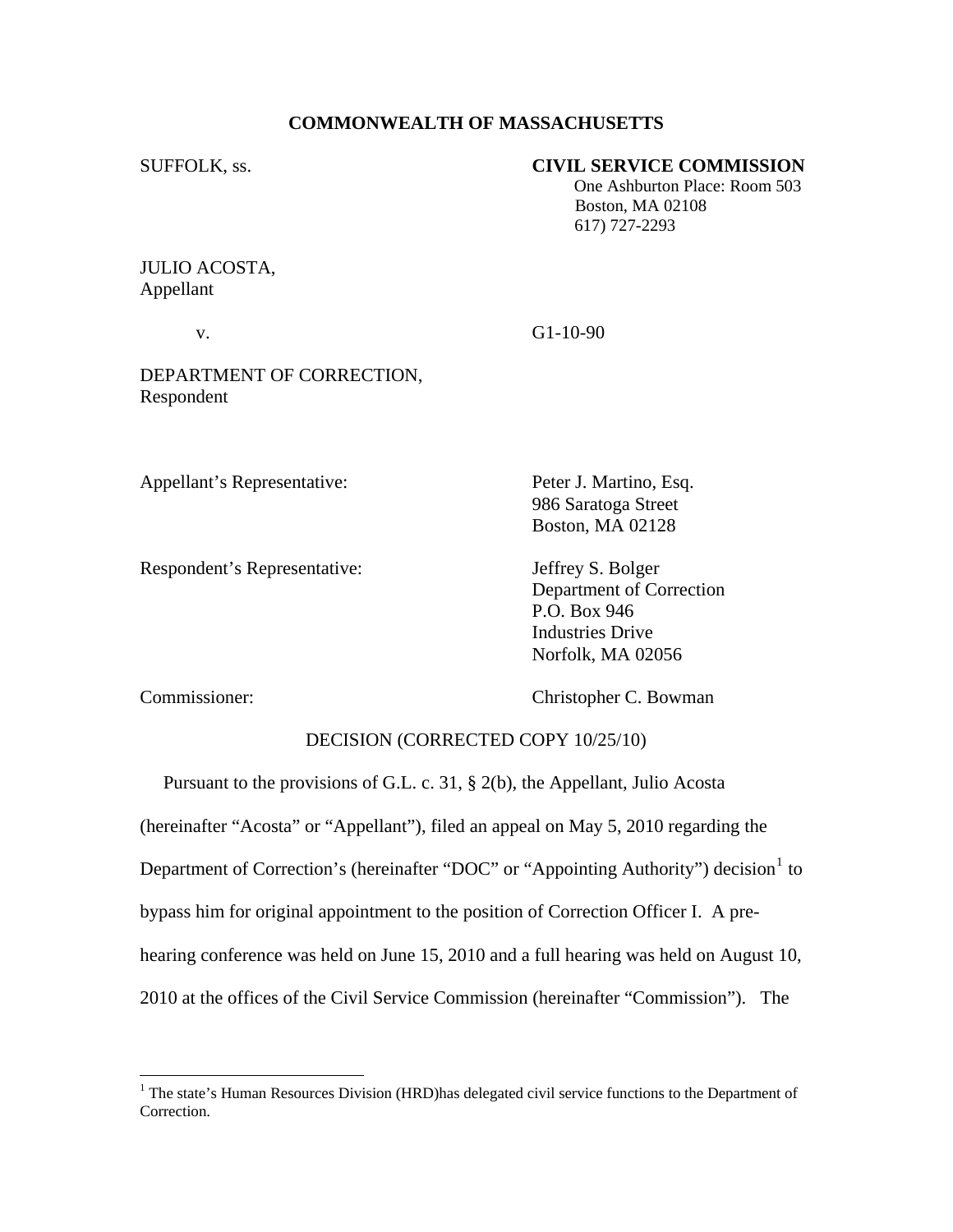**COMMONWEALTH OF MASSACHUSETTS**

SUFFOLK, ss.

**CIVIL SERVICE COMMISSION**
One Ashburton Place: Room 503
Boston, MA 02108
617) 727-2293

JULIO ACOSTA,
Appellant

v. G1-10-90

DEPARTMENT OF CORRECTION,
Respondent

Appellant's Representative: Peter J. Martino, Esq.
986 Saratoga Street
Boston, MA 02128

Respondent's Representative: Jeffrey S. Bolger
Department of Correction
P.O. Box 946
Industries Drive
Norfolk, MA 02056

Commissioner: Christopher C. Bowman

DECISION (CORRECTED COPY 10/25/10)

Pursuant to the provisions of G.L. c. 31, § 2(b), the Appellant, Julio Acosta (hereinafter "Acosta" or "Appellant"), filed an appeal on May 5, 2010 regarding the Department of Correction's (hereinafter "DOC" or "Appointing Authority") decision[1] to bypass him for original appointment to the position of Correction Officer I. A pre-hearing conference was held on June 15, 2010 and a full hearing was held on August 10, 2010 at the offices of the Civil Service Commission (hereinafter "Commission"). The

[1] The state's Human Resources Division (HRD)has delegated civil service functions to the Department of Correction.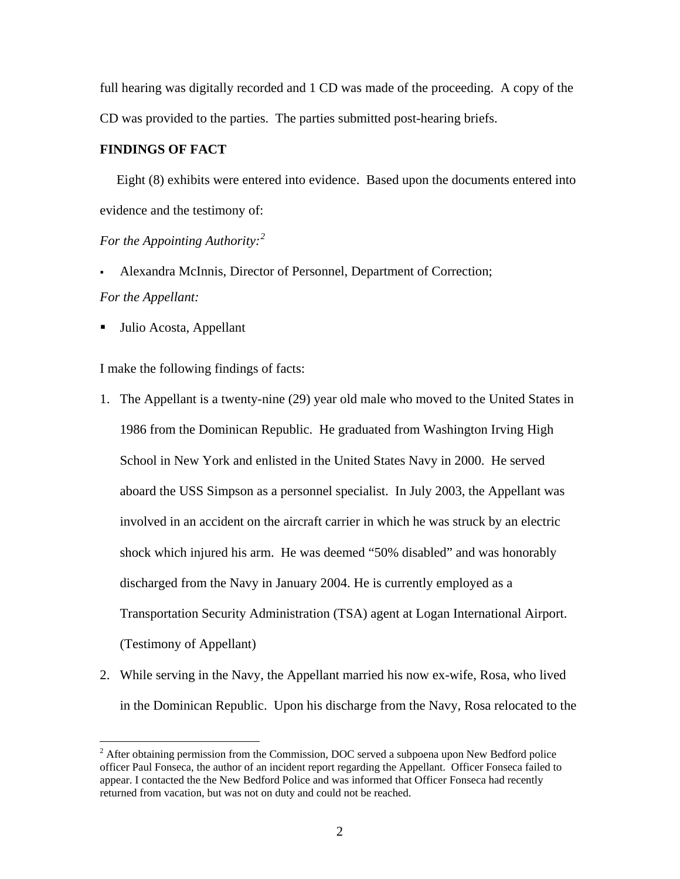full hearing was digitally recorded and 1 CD was made of the proceeding. A copy of the CD was provided to the parties. The parties submitted post-hearing briefs.

**FINDINGS OF FACT**

Eight (8) exhibits were entered into evidence. Based upon the documents entered into evidence and the testimony of:

*For the Appointing Authority:*[2]

- Alexandra McInnis, Director of Personnel, Department of Correction;

*For the Appellant:*

- Julio Acosta, Appellant

I make the following findings of facts:

1. The Appellant is a twenty-nine (29) year old male who moved to the United States in 1986 from the Dominican Republic. He graduated from Washington Irving High School in New York and enlisted in the United States Navy in 2000. He served aboard the USS Simpson as a personnel specialist. In July 2003, the Appellant was involved in an accident on the aircraft carrier in which he was struck by an electric shock which injured his arm. He was deemed "50% disabled" and was honorably discharged from the Navy in January 2004. He is currently employed as a Transportation Security Administration (TSA) agent at Logan International Airport. (Testimony of Appellant)
2. While serving in the Navy, the Appellant married his now ex-wife, Rosa, who lived in the Dominican Republic. Upon his discharge from the Navy, Rosa relocated to the

---

[2] After obtaining permission from the Commission, DOC served a subpoena upon New Bedford police officer Paul Fonseca, the author of an incident report regarding the Appellant. Officer Fonseca failed to appear. I contacted the the New Bedford Police and was informed that Officer Fonseca had recently returned from vacation, but was not on duty and could not be reached.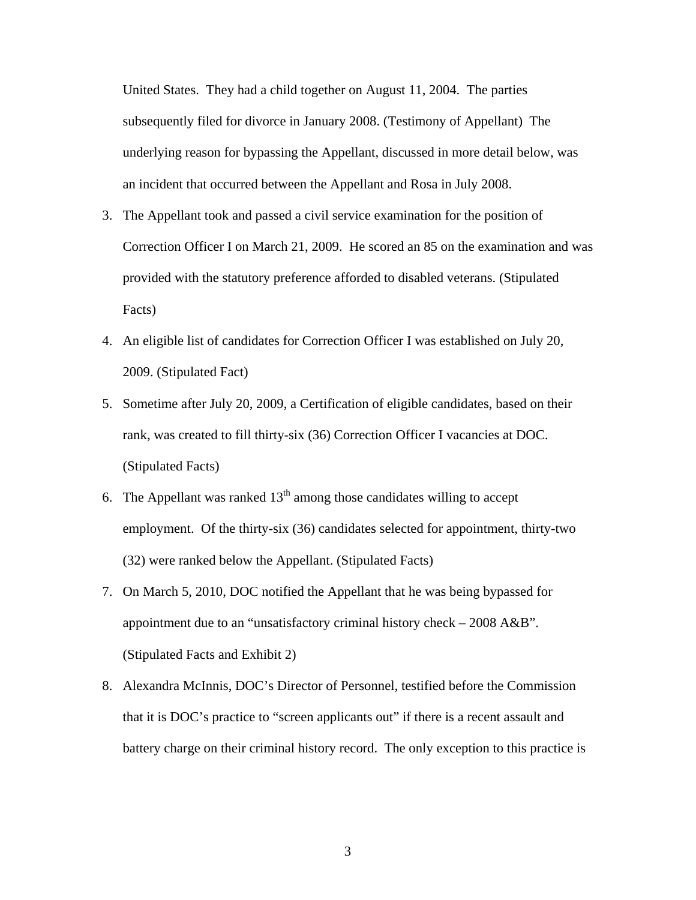United States. They had a child together on August 11, 2004. The parties subsequently filed for divorce in January 2008. (Testimony of Appellant) The underlying reason for bypassing the Appellant, discussed in more detail below, was an incident that occurred between the Appellant and Rosa in July 2008.

3. The Appellant took and passed a civil service examination for the position of Correction Officer I on March 21, 2009. He scored an 85 on the examination and was provided with the statutory preference afforded to disabled veterans. (Stipulated Facts)

4. An eligible list of candidates for Correction Officer I was established on July 20, 2009. (Stipulated Fact)

5. Sometime after July 20, 2009, a Certification of eligible candidates, based on their rank, was created to fill thirty-six (36) Correction Officer I vacancies at DOC. (Stipulated Facts)

6. The Appellant was ranked 13th among those candidates willing to accept employment. Of the thirty-six (36) candidates selected for appointment, thirty-two (32) were ranked below the Appellant. (Stipulated Facts)

7. On March 5, 2010, DOC notified the Appellant that he was being bypassed for appointment due to an "unsatisfactory criminal history check – 2008 A&B". (Stipulated Facts and Exhibit 2)

8. Alexandra McInnis, DOC's Director of Personnel, testified before the Commission that it is DOC's practice to "screen applicants out" if there is a recent assault and battery charge on their criminal history record. The only exception to this practice is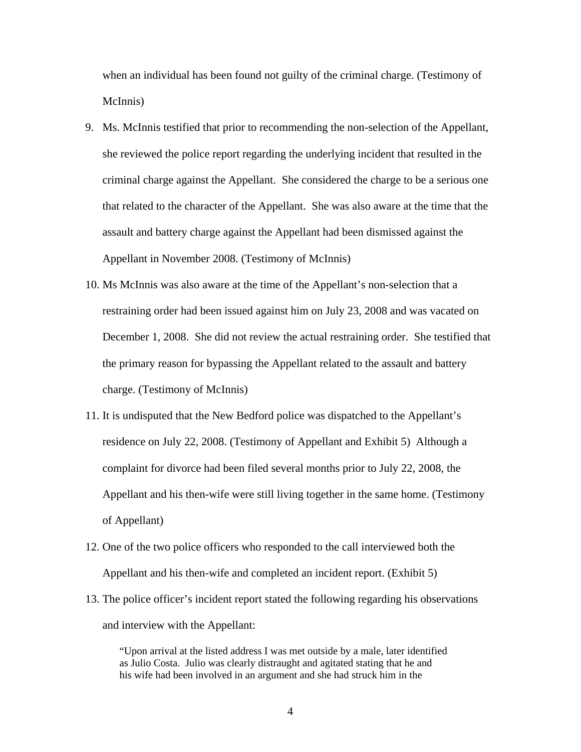when an individual has been found not guilty of the criminal charge. (Testimony of McInnis)

9. Ms. McInnis testified that prior to recommending the non-selection of the Appellant, she reviewed the police report regarding the underlying incident that resulted in the criminal charge against the Appellant. She considered the charge to be a serious one that related to the character of the Appellant. She was also aware at the time that the assault and battery charge against the Appellant had been dismissed against the Appellant in November 2008. (Testimony of McInnis)

10. Ms McInnis was also aware at the time of the Appellant's non-selection that a restraining order had been issued against him on July 23, 2008 and was vacated on December 1, 2008. She did not review the actual restraining order. She testified that the primary reason for bypassing the Appellant related to the assault and battery charge. (Testimony of McInnis)

11. It is undisputed that the New Bedford police was dispatched to the Appellant's residence on July 22, 2008. (Testimony of Appellant and Exhibit 5) Although a complaint for divorce had been filed several months prior to July 22, 2008, the Appellant and his then-wife were still living together in the same home. (Testimony of Appellant)

12. One of the two police officers who responded to the call interviewed both the Appellant and his then-wife and completed an incident report. (Exhibit 5)

13. The police officer's incident report stated the following regarding his observations and interview with the Appellant:

> "Upon arrival at the listed address I was met outside by a male, later identified as Julio Costa. Julio was clearly distraught and agitated stating that he and his wife had been involved in an argument and she had struck him in the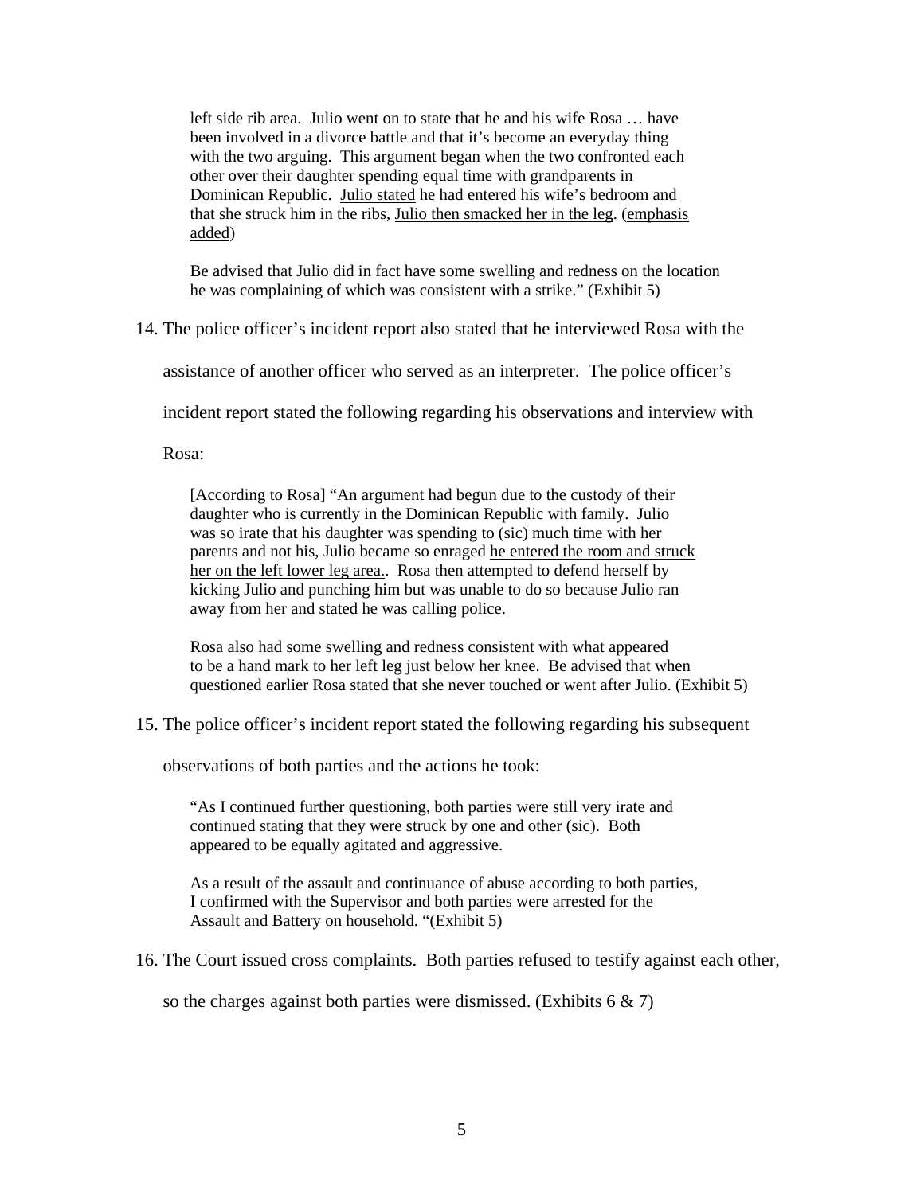> left side rib area. Julio went on to state that he and his wife Rosa … have been involved in a divorce battle and that it's become an everyday thing with the two arguing. This argument began when the two confronted each other over their daughter spending equal time with grandparents in Dominican Republic. <u>Julio stated</u> he had entered his wife's bedroom and that she struck him in the ribs, <u>Julio then smacked her in the leg</u>. (<u>emphasis added</u>)
>
> Be advised that Julio did in fact have some swelling and redness on the location he was complaining of which was consistent with a strike." (Exhibit 5)

14. The police officer's incident report also stated that he interviewed Rosa with the assistance of another officer who served as an interpreter. The police officer's incident report stated the following regarding his observations and interview with Rosa:

> [According to Rosa] "An argument had begun due to the custody of their daughter who is currently in the Dominican Republic with family. Julio was so irate that his daughter was spending to (sic) much time with her parents and not his, Julio became so enraged <u>he entered the room and struck her on the left lower leg area.</u>. Rosa then attempted to defend herself by kicking Julio and punching him but was unable to do so because Julio ran away from her and stated he was calling police.
>
> Rosa also had some swelling and redness consistent with what appeared to be a hand mark to her left leg just below her knee. Be advised that when questioned earlier Rosa stated that she never touched or went after Julio. (Exhibit 5)

15. The police officer's incident report stated the following regarding his subsequent observations of both parties and the actions he took:

> "As I continued further questioning, both parties were still very irate and continued stating that they were struck by one and other (sic). Both appeared to be equally agitated and aggressive.
>
> As a result of the assault and continuance of abuse according to both parties, I confirmed with the Supervisor and both parties were arrested for the Assault and Battery on household. "(Exhibit 5)

16. The Court issued cross complaints. Both parties refused to testify against each other, so the charges against both parties were dismissed. (Exhibits 6 & 7)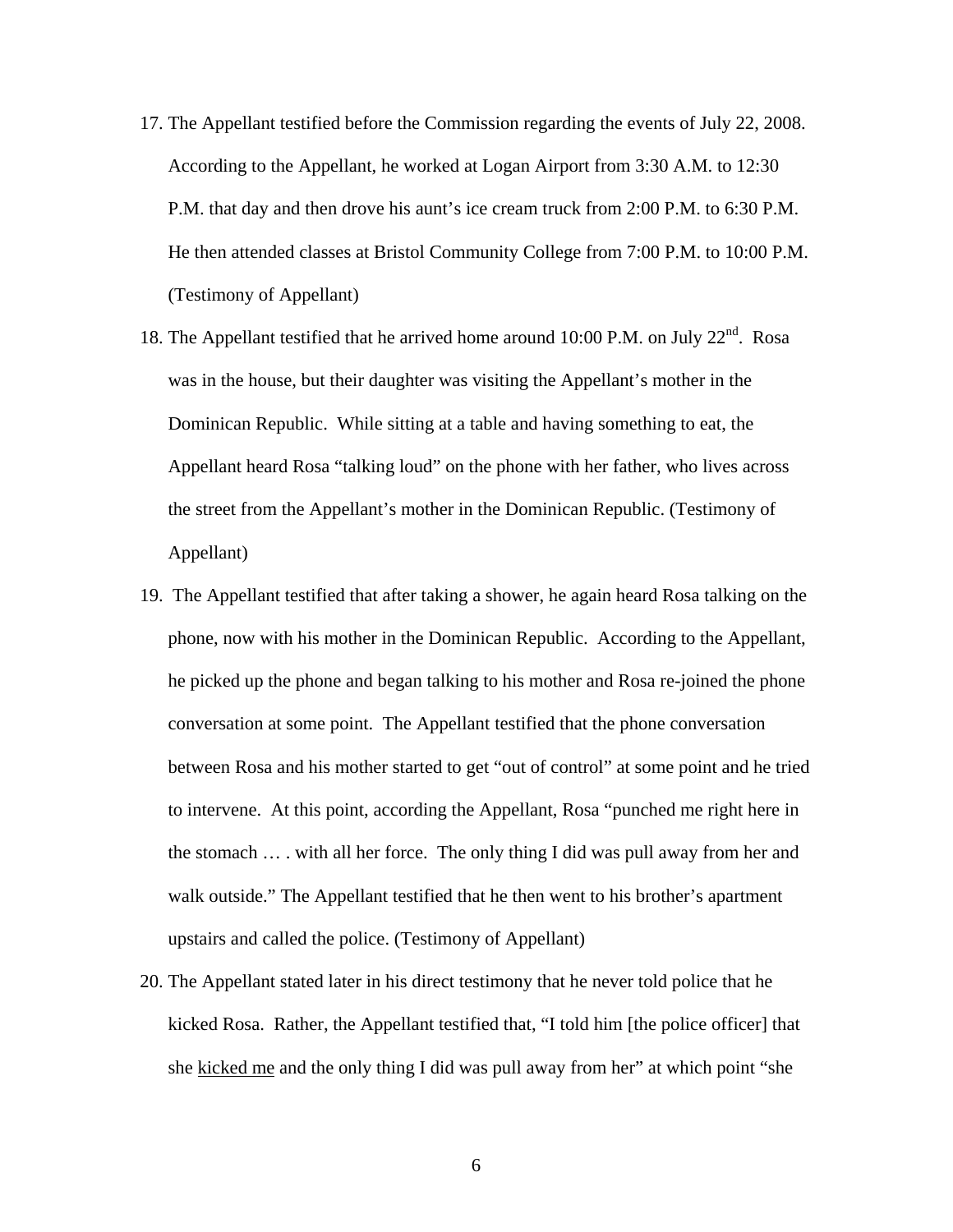17. The Appellant testified before the Commission regarding the events of July 22, 2008. According to the Appellant, he worked at Logan Airport from 3:30 A.M. to 12:30 P.M. that day and then drove his aunt's ice cream truck from 2:00 P.M. to 6:30 P.M. He then attended classes at Bristol Community College from 7:00 P.M. to 10:00 P.M. (Testimony of Appellant)

18. The Appellant testified that he arrived home around 10:00 P.M. on July 22nd. Rosa was in the house, but their daughter was visiting the Appellant's mother in the Dominican Republic. While sitting at a table and having something to eat, the Appellant heard Rosa "talking loud" on the phone with her father, who lives across the street from the Appellant's mother in the Dominican Republic. (Testimony of Appellant)

19. The Appellant testified that after taking a shower, he again heard Rosa talking on the phone, now with his mother in the Dominican Republic. According to the Appellant, he picked up the phone and began talking to his mother and Rosa re-joined the phone conversation at some point. The Appellant testified that the phone conversation between Rosa and his mother started to get "out of control" at some point and he tried to intervene. At this point, according the Appellant, Rosa "punched me right here in the stomach … . with all her force. The only thing I did was pull away from her and walk outside." The Appellant testified that he then went to his brother's apartment upstairs and called the police. (Testimony of Appellant)

20. The Appellant stated later in his direct testimony that he never told police that he kicked Rosa. Rather, the Appellant testified that, "I told him [the police officer] that she <u>kicked me</u> and the only thing I did was pull away from her" at which point "she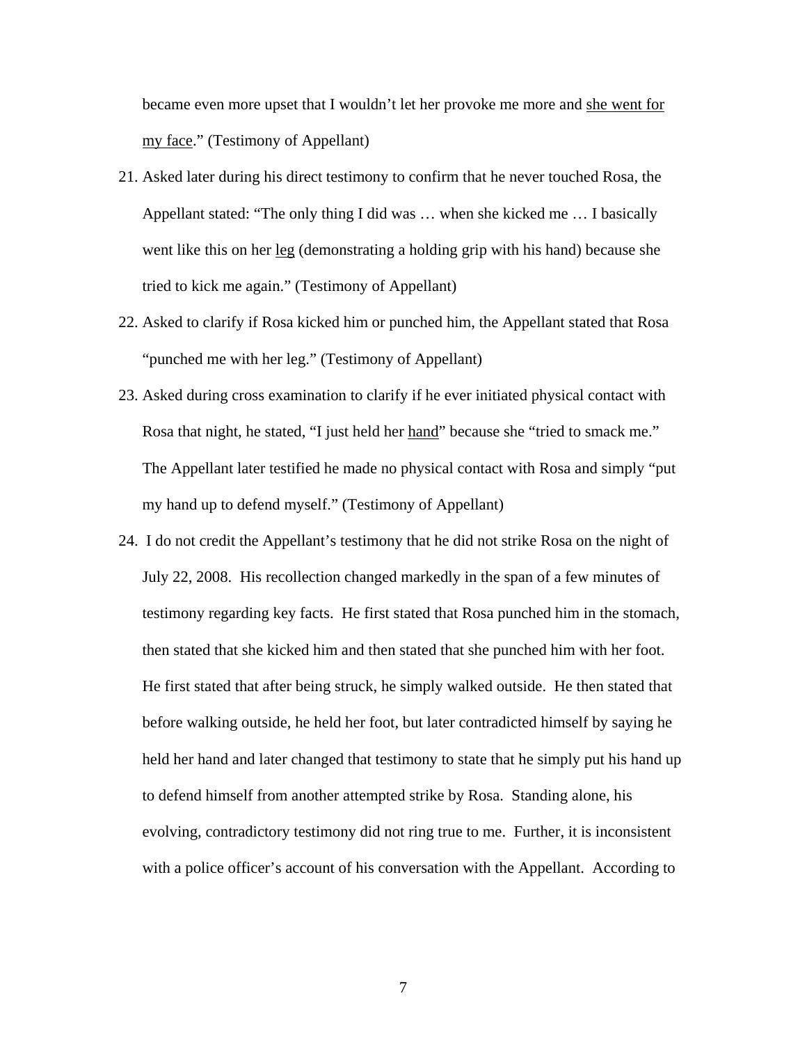became even more upset that I wouldn't let her provoke me more and <u>she went for my face</u>." (Testimony of Appellant)

21. Asked later during his direct testimony to confirm that he never touched Rosa, the Appellant stated: "The only thing I did was … when she kicked me … I basically went like this on her <u>leg</u> (demonstrating a holding grip with his hand) because she tried to kick me again." (Testimony of Appellant)

22. Asked to clarify if Rosa kicked him or punched him, the Appellant stated that Rosa "punched me with her leg." (Testimony of Appellant)

23. Asked during cross examination to clarify if he ever initiated physical contact with Rosa that night, he stated, "I just held her <u>hand</u>" because she "tried to smack me." The Appellant later testified he made no physical contact with Rosa and simply "put my hand up to defend myself." (Testimony of Appellant)

24. I do not credit the Appellant's testimony that he did not strike Rosa on the night of July 22, 2008. His recollection changed markedly in the span of a few minutes of testimony regarding key facts. He first stated that Rosa punched him in the stomach, then stated that she kicked him and then stated that she punched him with her foot. He first stated that after being struck, he simply walked outside. He then stated that before walking outside, he held her foot, but later contradicted himself by saying he held her hand and later changed that testimony to state that he simply put his hand up to defend himself from another attempted strike by Rosa. Standing alone, his evolving, contradictory testimony did not ring true to me. Further, it is inconsistent with a police officer's account of his conversation with the Appellant. According to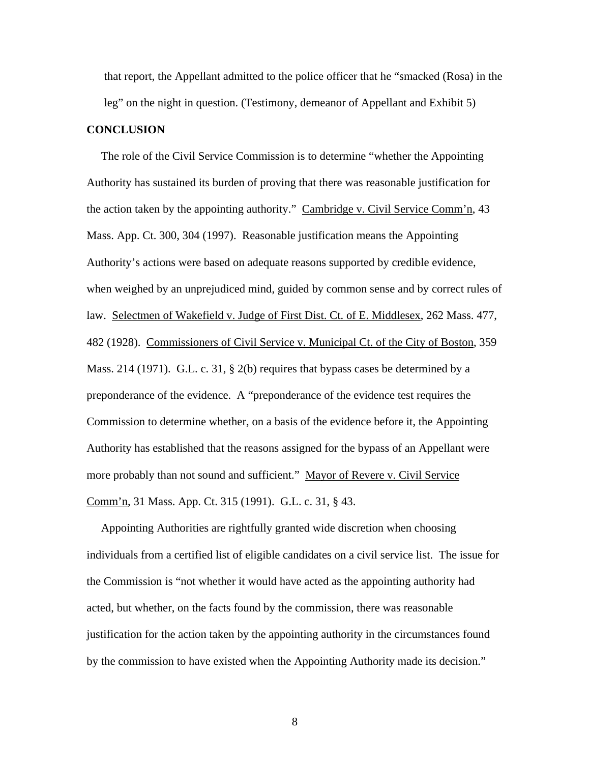that report, the Appellant admitted to the police officer that he "smacked (Rosa) in the leg" on the night in question. (Testimony, demeanor of Appellant and Exhibit 5)

**CONCLUSION**

The role of the Civil Service Commission is to determine "whether the Appointing Authority has sustained its burden of proving that there was reasonable justification for the action taken by the appointing authority." Cambridge v. Civil Service Comm'n, 43 Mass. App. Ct. 300, 304 (1997). Reasonable justification means the Appointing Authority's actions were based on adequate reasons supported by credible evidence, when weighed by an unprejudiced mind, guided by common sense and by correct rules of law. Selectmen of Wakefield v. Judge of First Dist. Ct. of E. Middlesex, 262 Mass. 477, 482 (1928). Commissioners of Civil Service v. Municipal Ct. of the City of Boston, 359 Mass. 214 (1971). G.L. c. 31, § 2(b) requires that bypass cases be determined by a preponderance of the evidence. A "preponderance of the evidence test requires the Commission to determine whether, on a basis of the evidence before it, the Appointing Authority has established that the reasons assigned for the bypass of an Appellant were more probably than not sound and sufficient." Mayor of Revere v. Civil Service Comm'n, 31 Mass. App. Ct. 315 (1991). G.L. c. 31, § 43.

Appointing Authorities are rightfully granted wide discretion when choosing individuals from a certified list of eligible candidates on a civil service list. The issue for the Commission is "not whether it would have acted as the appointing authority had acted, but whether, on the facts found by the commission, there was reasonable justification for the action taken by the appointing authority in the circumstances found by the commission to have existed when the Appointing Authority made its decision."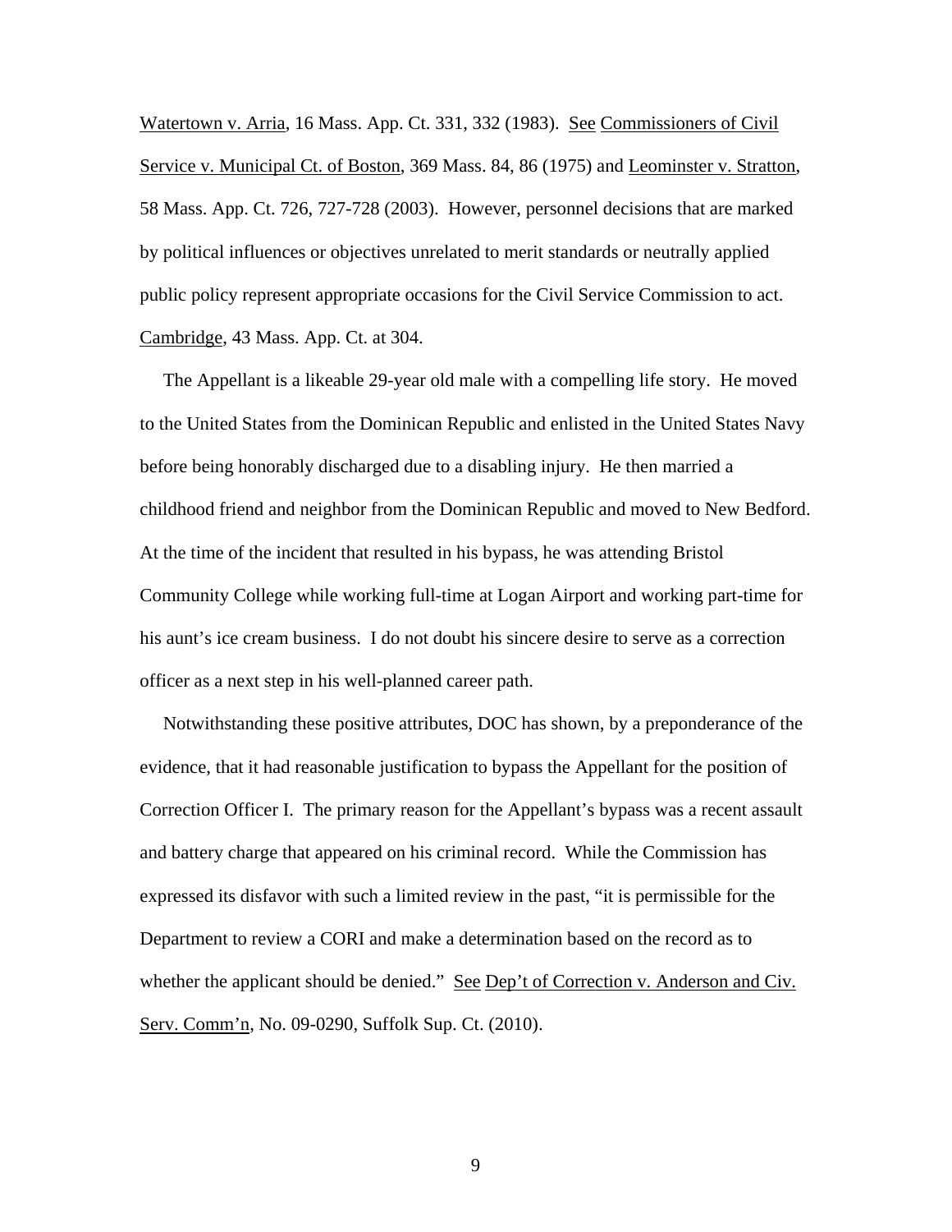Watertown v. Arria, 16 Mass. App. Ct. 331, 332 (1983). See Commissioners of Civil Service v. Municipal Ct. of Boston, 369 Mass. 84, 86 (1975) and Leominster v. Stratton, 58 Mass. App. Ct. 726, 727-728 (2003). However, personnel decisions that are marked by political influences or objectives unrelated to merit standards or neutrally applied public policy represent appropriate occasions for the Civil Service Commission to act. Cambridge, 43 Mass. App. Ct. at 304.

The Appellant is a likeable 29-year old male with a compelling life story. He moved to the United States from the Dominican Republic and enlisted in the United States Navy before being honorably discharged due to a disabling injury. He then married a childhood friend and neighbor from the Dominican Republic and moved to New Bedford. At the time of the incident that resulted in his bypass, he was attending Bristol Community College while working full-time at Logan Airport and working part-time for his aunt's ice cream business. I do not doubt his sincere desire to serve as a correction officer as a next step in his well-planned career path.

Notwithstanding these positive attributes, DOC has shown, by a preponderance of the evidence, that it had reasonable justification to bypass the Appellant for the position of Correction Officer I. The primary reason for the Appellant's bypass was a recent assault and battery charge that appeared on his criminal record. While the Commission has expressed its disfavor with such a limited review in the past, "it is permissible for the Department to review a CORI and make a determination based on the record as to whether the applicant should be denied." See Dep't of Correction v. Anderson and Civ. Serv. Comm'n, No. 09-0290, Suffolk Sup. Ct. (2010).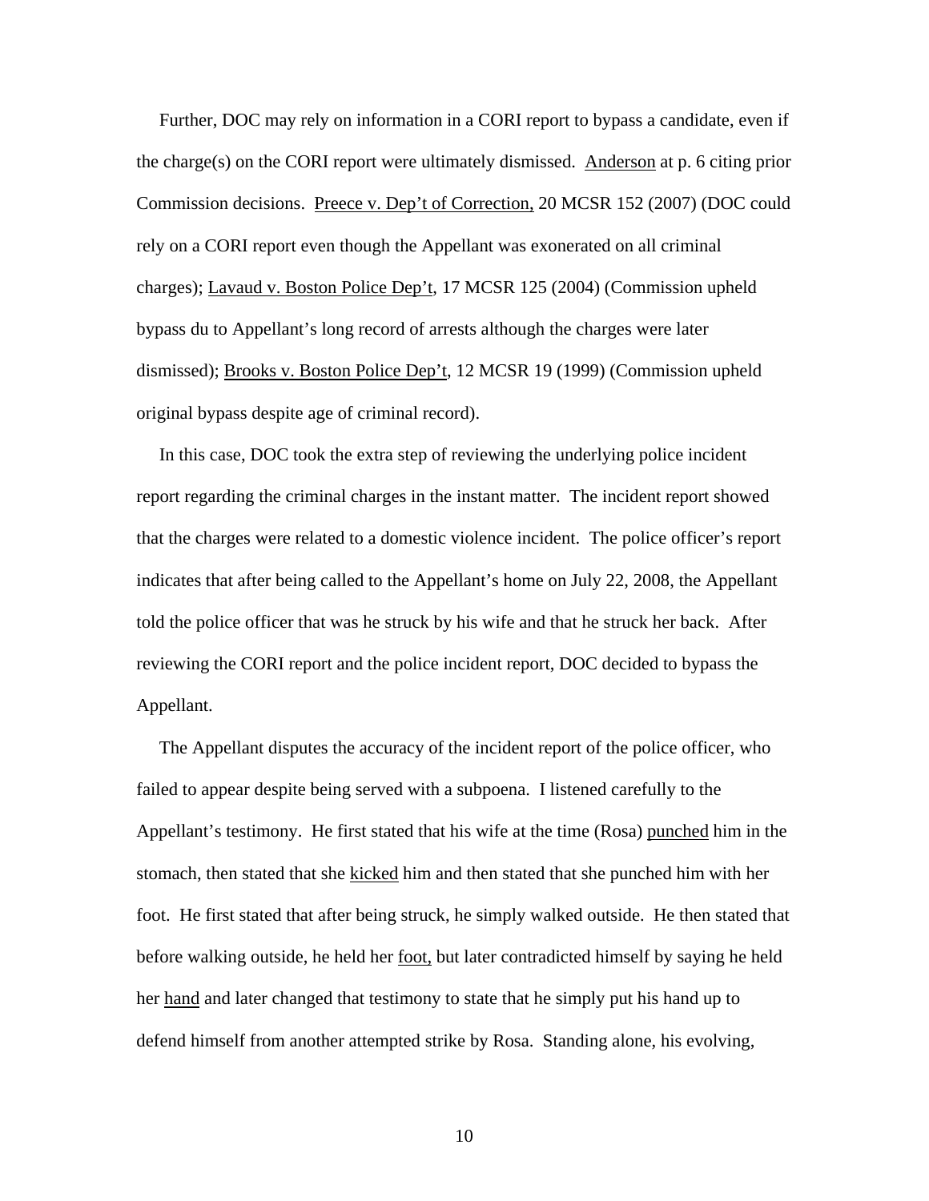Further, DOC may rely on information in a CORI report to bypass a candidate, even if the charge(s) on the CORI report were ultimately dismissed. Anderson at p. 6 citing prior Commission decisions. Preece v. Dep't of Correction, 20 MCSR 152 (2007) (DOC could rely on a CORI report even though the Appellant was exonerated on all criminal charges); Lavaud v. Boston Police Dep't, 17 MCSR 125 (2004) (Commission upheld bypass du to Appellant's long record of arrests although the charges were later dismissed); Brooks v. Boston Police Dep't, 12 MCSR 19 (1999) (Commission upheld original bypass despite age of criminal record).

In this case, DOC took the extra step of reviewing the underlying police incident report regarding the criminal charges in the instant matter. The incident report showed that the charges were related to a domestic violence incident. The police officer's report indicates that after being called to the Appellant's home on July 22, 2008, the Appellant told the police officer that was he struck by his wife and that he struck her back. After reviewing the CORI report and the police incident report, DOC decided to bypass the Appellant.

The Appellant disputes the accuracy of the incident report of the police officer, who failed to appear despite being served with a subpoena. I listened carefully to the Appellant's testimony. He first stated that his wife at the time (Rosa) punched him in the stomach, then stated that she kicked him and then stated that she punched him with her foot. He first stated that after being struck, he simply walked outside. He then stated that before walking outside, he held her foot, but later contradicted himself by saying he held her hand and later changed that testimony to state that he simply put his hand up to defend himself from another attempted strike by Rosa. Standing alone, his evolving,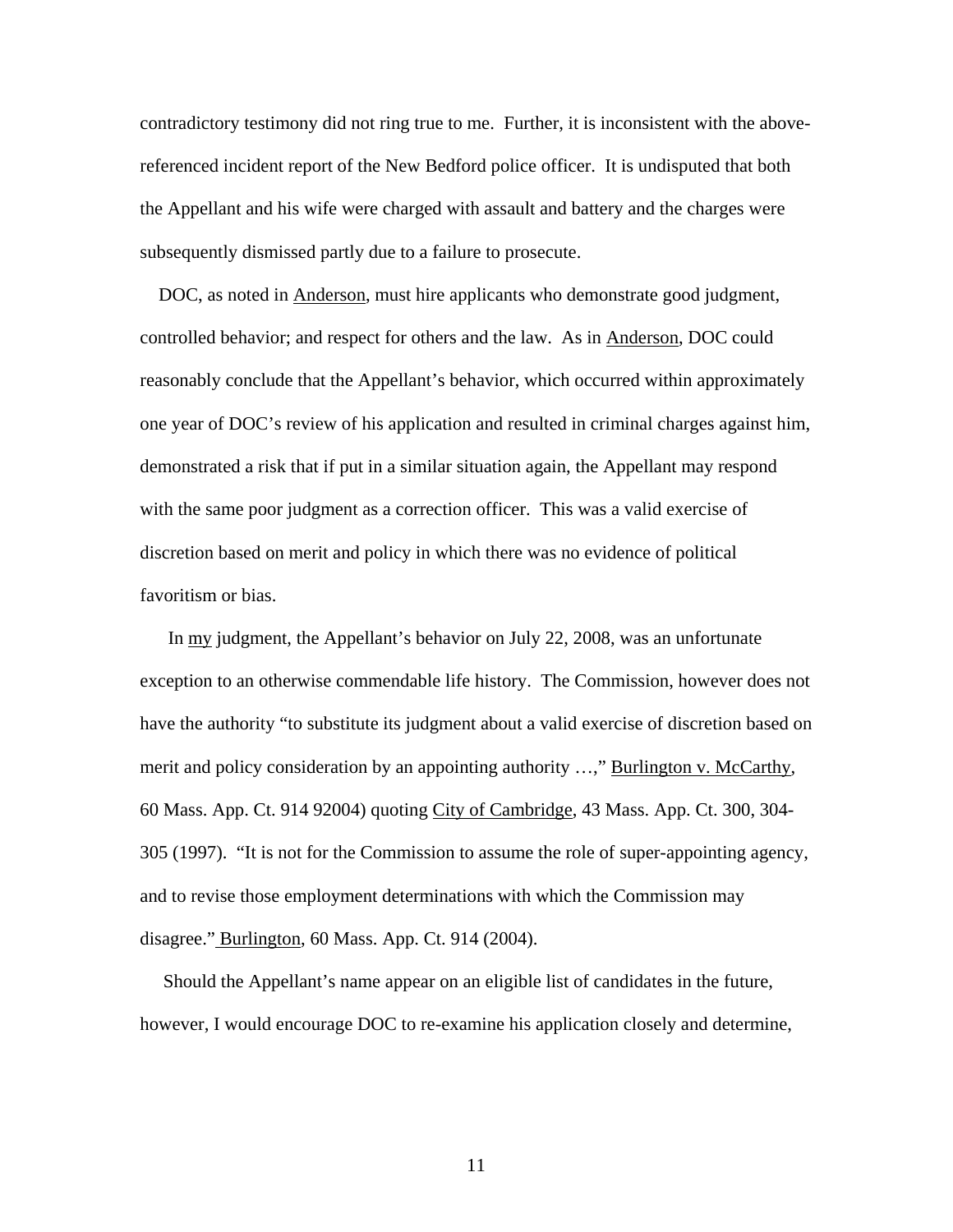contradictory testimony did not ring true to me. Further, it is inconsistent with the above-referenced incident report of the New Bedford police officer. It is undisputed that both the Appellant and his wife were charged with assault and battery and the charges were subsequently dismissed partly due to a failure to prosecute.

DOC, as noted in Anderson, must hire applicants who demonstrate good judgment, controlled behavior; and respect for others and the law. As in Anderson, DOC could reasonably conclude that the Appellant's behavior, which occurred within approximately one year of DOC's review of his application and resulted in criminal charges against him, demonstrated a risk that if put in a similar situation again, the Appellant may respond with the same poor judgment as a correction officer. This was a valid exercise of discretion based on merit and policy in which there was no evidence of political favoritism or bias.

In my judgment, the Appellant's behavior on July 22, 2008, was an unfortunate exception to an otherwise commendable life history. The Commission, however does not have the authority "to substitute its judgment about a valid exercise of discretion based on merit and policy consideration by an appointing authority …," Burlington v. McCarthy, 60 Mass. App. Ct. 914 92004) quoting City of Cambridge, 43 Mass. App. Ct. 300, 304-305 (1997). "It is not for the Commission to assume the role of super-appointing agency, and to revise those employment determinations with which the Commission may disagree." Burlington, 60 Mass. App. Ct. 914 (2004).

Should the Appellant's name appear on an eligible list of candidates in the future, however, I would encourage DOC to re-examine his application closely and determine,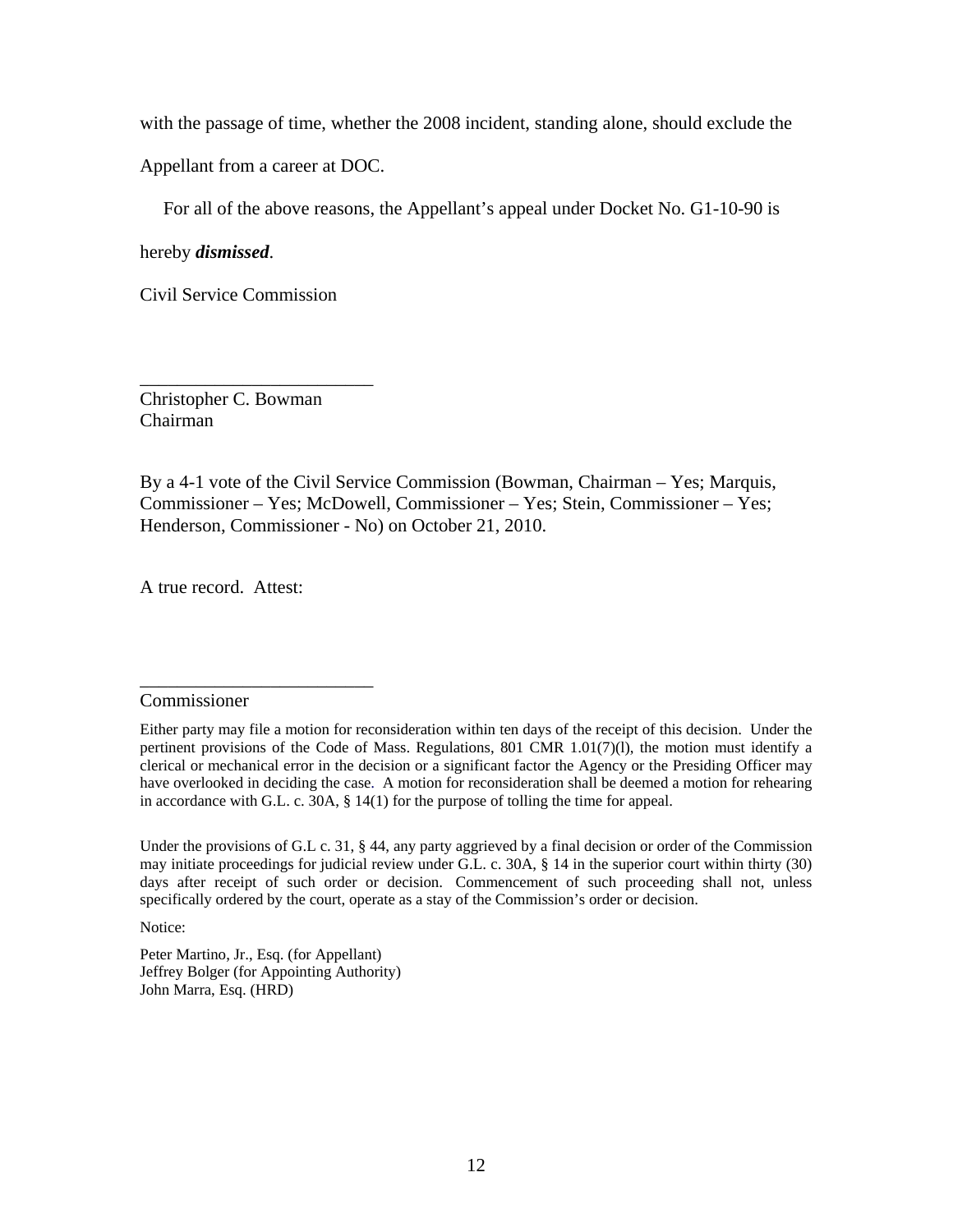with the passage of time, whether the 2008 incident, standing alone, should exclude the Appellant from a career at DOC.

For all of the above reasons, the Appellant's appeal under Docket No. G1-10-90 is hereby ***dismissed***.

Civil Service Commission

_________________________
Christopher C. Bowman
Chairman

By a 4-1 vote of the Civil Service Commission (Bowman, Chairman – Yes; Marquis, Commissioner – Yes; McDowell, Commissioner – Yes; Stein, Commissioner – Yes; Henderson, Commissioner - No) on October 21, 2010.

A true record. Attest:

_________________________
Commissioner

Either party may file a motion for reconsideration within ten days of the receipt of this decision. Under the pertinent provisions of the Code of Mass. Regulations, 801 CMR 1.01(7)(l), the motion must identify a clerical or mechanical error in the decision or a significant factor the Agency or the Presiding Officer may have overlooked in deciding the case. A motion for reconsideration shall be deemed a motion for rehearing in accordance with G.L. c. 30A, § 14(1) for the purpose of tolling the time for appeal.

Under the provisions of G.L c. 31, § 44, any party aggrieved by a final decision or order of the Commission may initiate proceedings for judicial review under G.L. c. 30A, § 14 in the superior court within thirty (30) days after receipt of such order or decision. Commencement of such proceeding shall not, unless specifically ordered by the court, operate as a stay of the Commission's order or decision.

Notice:

Peter Martino, Jr., Esq. (for Appellant)
Jeffrey Bolger (for Appointing Authority)
John Marra, Esq. (HRD)